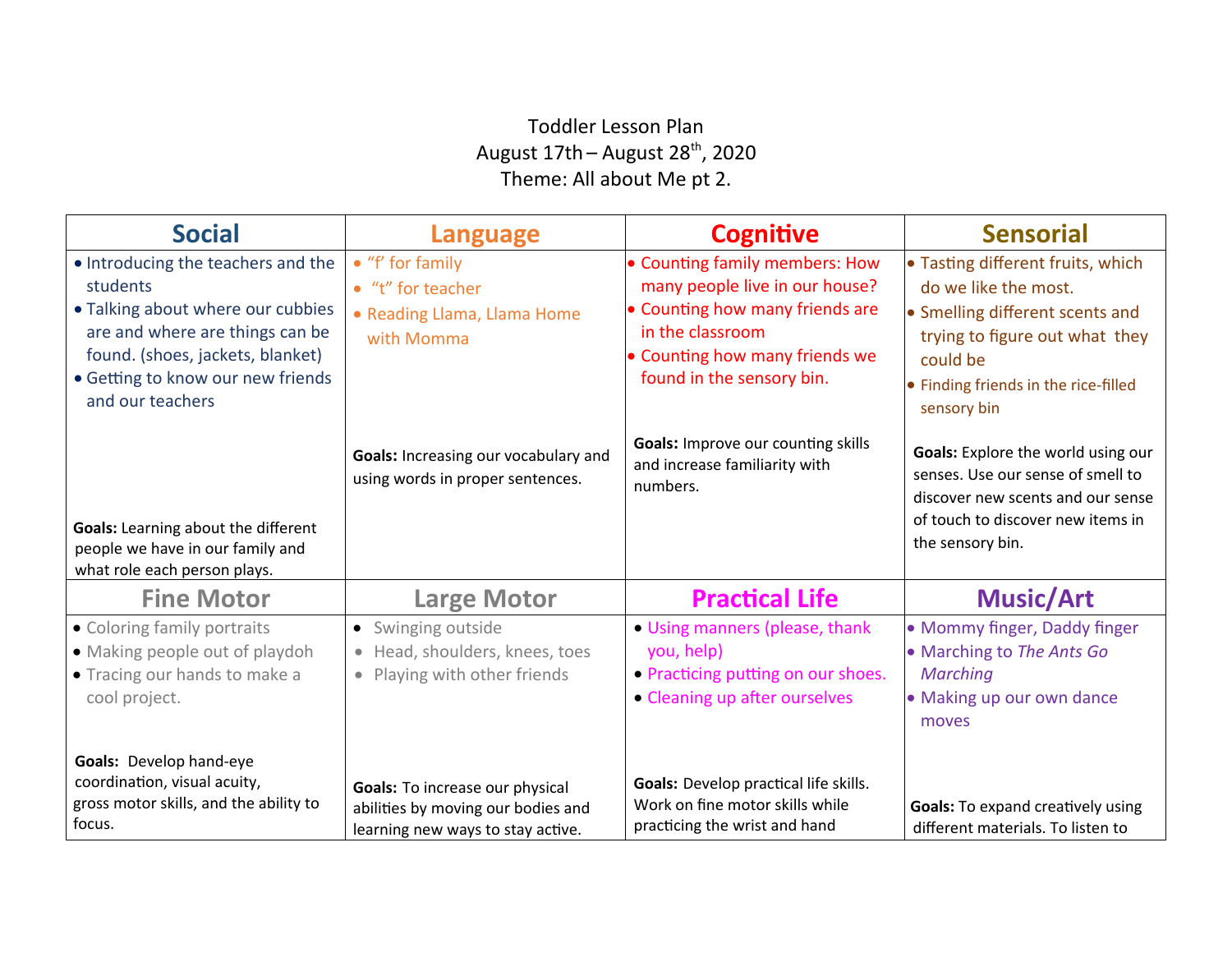Toddler Lesson Plan

August 17th – August 28th, 2020

Theme: All about Me pt 2.

| Social | Language | Cognitive | Sensorial |
|---|---|---|---|
| • Introducing the teachers and the students<br>• Talking about where our cubbies are and where are things can be found. (shoes, jackets, blanket)<br>• Getting to know our new friends and our teachers<br><br>**Goals:** Learning about the different people we have in our family and what role each person plays. | • "f' for family<br>• "t" for teacher<br>• Reading Llama, Llama Home with Momma<br><br>**Goals:** Increasing our vocabulary and using words in proper sentences. | • Counting family members: How many people live in our house?<br>• Counting how many friends are in the classroom<br>• Counting how many friends we found in the sensory bin.<br><br>**Goals:** Improve our counting skills and increase familiarity with numbers. | • Tasting different fruits, which do we like the most.<br>• Smelling different scents and trying to figure out what they could be<br>• Finding friends in the rice-filled sensory bin<br><br>**Goals:** Explore the world using our senses. Use our sense of smell to discover new scents and our sense of touch to discover new items in the sensory bin. |
| **Fine Motor** | **Large Motor** | **Practical Life** | **Music/Art** |
| • Coloring family portraits<br>• Making people out of playdoh<br>• Tracing our hands to make a cool project.<br><br>**Goals:** Develop hand-eye coordination, visual acuity, gross motor skills, and the ability to focus. | • Swinging outside<br>• Head, shoulders, knees, toes<br>• Playing with other friends<br><br>**Goals:** To increase our physical abilities by moving our bodies and learning new ways to stay active. | • Using manners (please, thank you, help)<br>• Practicing putting on our shoes.<br>• Cleaning up after ourselves<br><br>**Goals:** Develop practical life skills. Work on fine motor skills while practicing the wrist and hand | • Mommy finger, Daddy finger<br>• Marching to *The Ants Go Marching*<br>• Making up our own dance moves<br><br>**Goals:** To expand creatively using different materials. To listen to |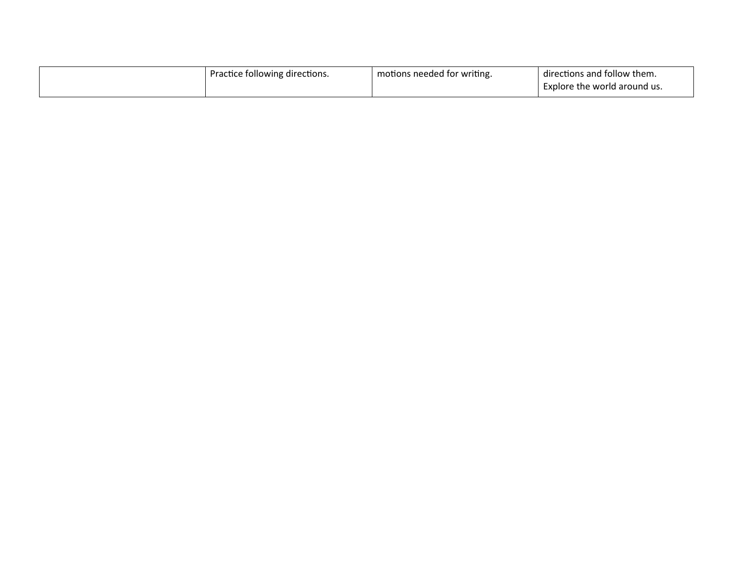| | | | |
|---|---|---|---|
| | Practice following directions. | motions needed for writing. | directions and follow them.<br>Explore the world around us. |